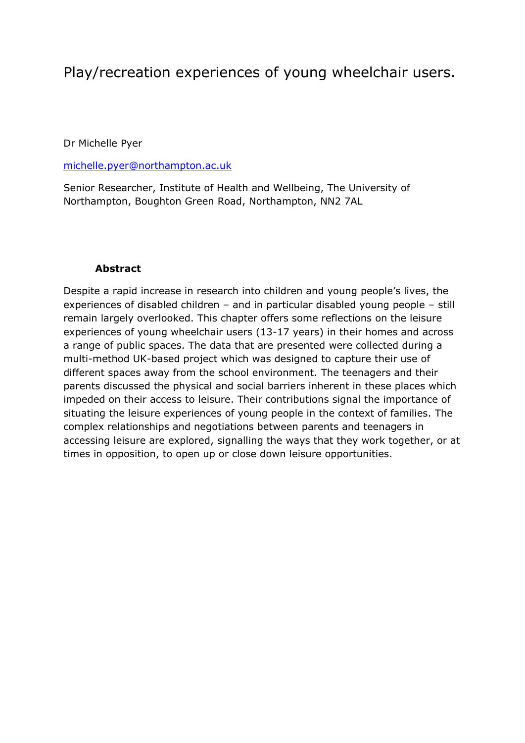# Play/recreation experiences of young wheelchair users.

Dr Michelle Pyer

michelle.pyer@northampton.ac.uk

Senior Researcher, Institute of Health and Wellbeing, The University of Northampton, Boughton Green Road, Northampton, NN2 7AL

## Abstract

Despite a rapid increase in research into children and young people's lives, the experiences of disabled children – and in particular disabled young people – still remain largely overlooked. This chapter offers some reflections on the leisure experiences of young wheelchair users (13-17 years) in their homes and across a range of public spaces. The data that are presented were collected during a multi-method UK-based project which was designed to capture their use of different spaces away from the school environment. The teenagers and their parents discussed the physical and social barriers inherent in these places which impeded on their access to leisure. Their contributions signal the importance of situating the leisure experiences of young people in the context of families. The complex relationships and negotiations between parents and teenagers in accessing leisure are explored, signalling the ways that they work together, or at times in opposition, to open up or close down leisure opportunities.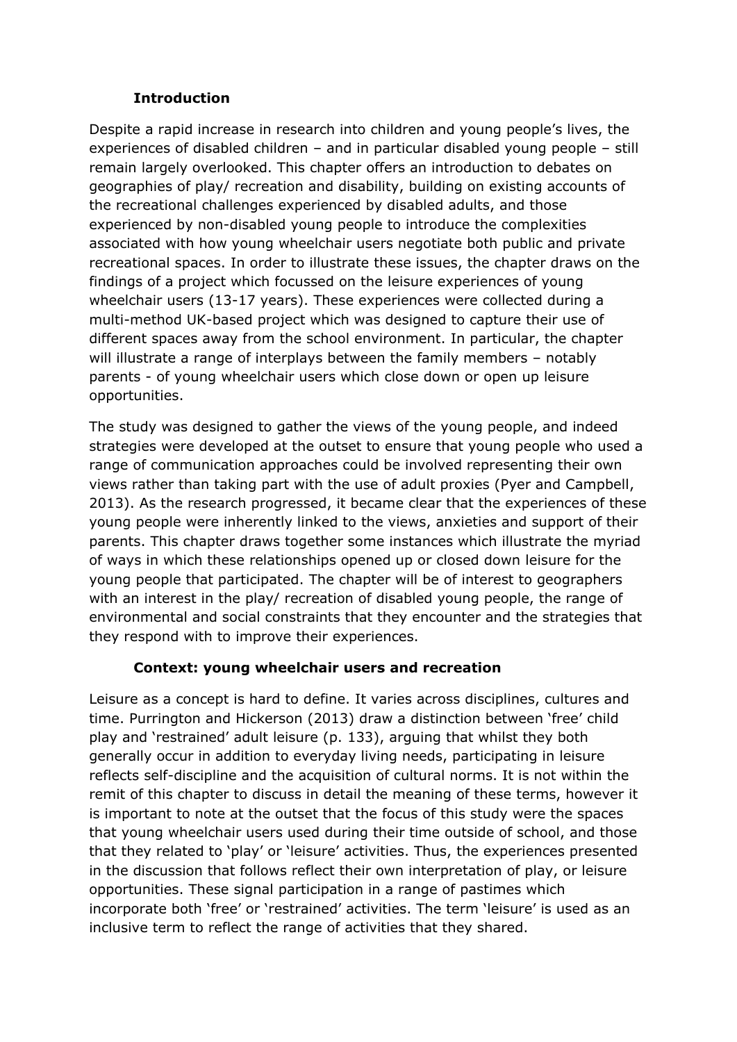## Introduction

Despite a rapid increase in research into children and young people's lives, the experiences of disabled children – and in particular disabled young people – still remain largely overlooked. This chapter offers an introduction to debates on geographies of play/ recreation and disability, building on existing accounts of the recreational challenges experienced by disabled adults, and those experienced by non-disabled young people to introduce the complexities associated with how young wheelchair users negotiate both public and private recreational spaces. In order to illustrate these issues, the chapter draws on the findings of a project which focussed on the leisure experiences of young wheelchair users (13-17 years). These experiences were collected during a multi-method UK-based project which was designed to capture their use of different spaces away from the school environment. In particular, the chapter will illustrate a range of interplays between the family members – notably parents - of young wheelchair users which close down or open up leisure opportunities.

The study was designed to gather the views of the young people, and indeed strategies were developed at the outset to ensure that young people who used a range of communication approaches could be involved representing their own views rather than taking part with the use of adult proxies (Pyer and Campbell, 2013). As the research progressed, it became clear that the experiences of these young people were inherently linked to the views, anxieties and support of their parents. This chapter draws together some instances which illustrate the myriad of ways in which these relationships opened up or closed down leisure for the young people that participated. The chapter will be of interest to geographers with an interest in the play/ recreation of disabled young people, the range of environmental and social constraints that they encounter and the strategies that they respond with to improve their experiences.

## Context: young wheelchair users and recreation

Leisure as a concept is hard to define. It varies across disciplines, cultures and time. Purrington and Hickerson (2013) draw a distinction between 'free' child play and 'restrained' adult leisure (p. 133), arguing that whilst they both generally occur in addition to everyday living needs, participating in leisure reflects self-discipline and the acquisition of cultural norms. It is not within the remit of this chapter to discuss in detail the meaning of these terms, however it is important to note at the outset that the focus of this study were the spaces that young wheelchair users used during their time outside of school, and those that they related to 'play' or 'leisure' activities. Thus, the experiences presented in the discussion that follows reflect their own interpretation of play, or leisure opportunities. These signal participation in a range of pastimes which incorporate both 'free' or 'restrained' activities. The term 'leisure' is used as an inclusive term to reflect the range of activities that they shared.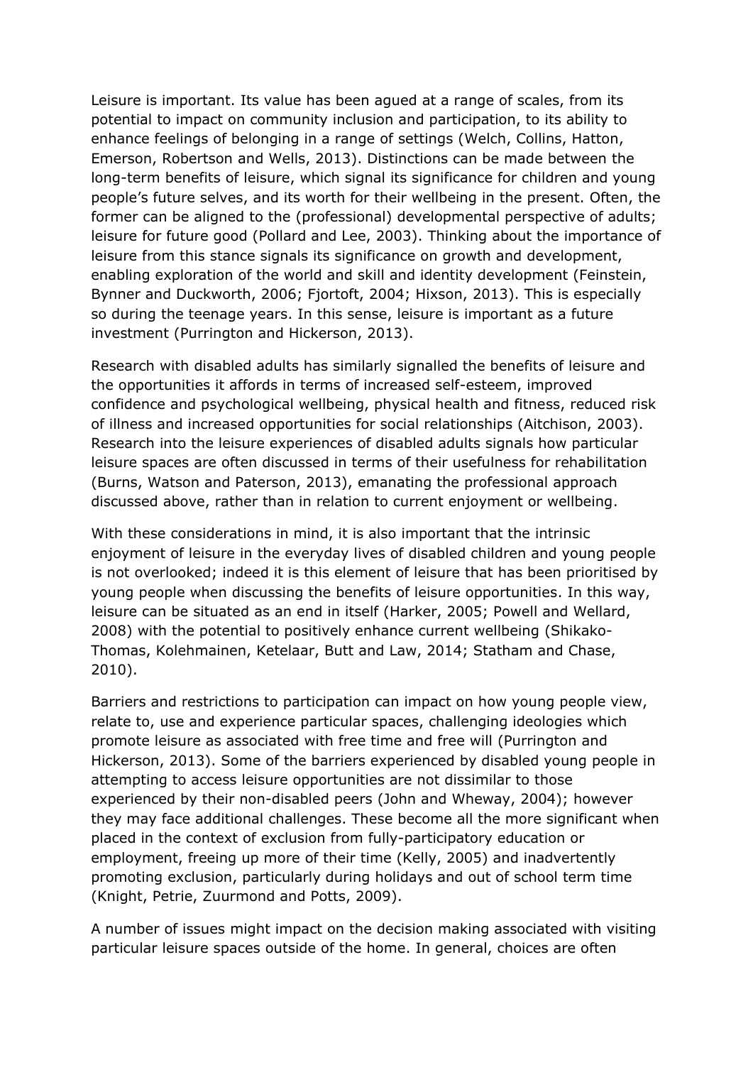Leisure is important. Its value has been agued at a range of scales, from its potential to impact on community inclusion and participation, to its ability to enhance feelings of belonging in a range of settings (Welch, Collins, Hatton, Emerson, Robertson and Wells, 2013). Distinctions can be made between the long-term benefits of leisure, which signal its significance for children and young people's future selves, and its worth for their wellbeing in the present. Often, the former can be aligned to the (professional) developmental perspective of adults; leisure for future good (Pollard and Lee, 2003). Thinking about the importance of leisure from this stance signals its significance on growth and development, enabling exploration of the world and skill and identity development (Feinstein, Bynner and Duckworth, 2006; Fjortoft, 2004; Hixson, 2013). This is especially so during the teenage years. In this sense, leisure is important as a future investment (Purrington and Hickerson, 2013).

Research with disabled adults has similarly signalled the benefits of leisure and the opportunities it affords in terms of increased self-esteem, improved confidence and psychological wellbeing, physical health and fitness, reduced risk of illness and increased opportunities for social relationships (Aitchison, 2003). Research into the leisure experiences of disabled adults signals how particular leisure spaces are often discussed in terms of their usefulness for rehabilitation (Burns, Watson and Paterson, 2013), emanating the professional approach discussed above, rather than in relation to current enjoyment or wellbeing.

With these considerations in mind, it is also important that the intrinsic enjoyment of leisure in the everyday lives of disabled children and young people is not overlooked; indeed it is this element of leisure that has been prioritised by young people when discussing the benefits of leisure opportunities. In this way, leisure can be situated as an end in itself (Harker, 2005; Powell and Wellard, 2008) with the potential to positively enhance current wellbeing (Shikako-Thomas, Kolehmainen, Ketelaar, Butt and Law, 2014; Statham and Chase, 2010).

Barriers and restrictions to participation can impact on how young people view, relate to, use and experience particular spaces, challenging ideologies which promote leisure as associated with free time and free will (Purrington and Hickerson, 2013). Some of the barriers experienced by disabled young people in attempting to access leisure opportunities are not dissimilar to those experienced by their non-disabled peers (John and Wheway, 2004); however they may face additional challenges. These become all the more significant when placed in the context of exclusion from fully-participatory education or employment, freeing up more of their time (Kelly, 2005) and inadvertently promoting exclusion, particularly during holidays and out of school term time (Knight, Petrie, Zuurmond and Potts, 2009).

A number of issues might impact on the decision making associated with visiting particular leisure spaces outside of the home. In general, choices are often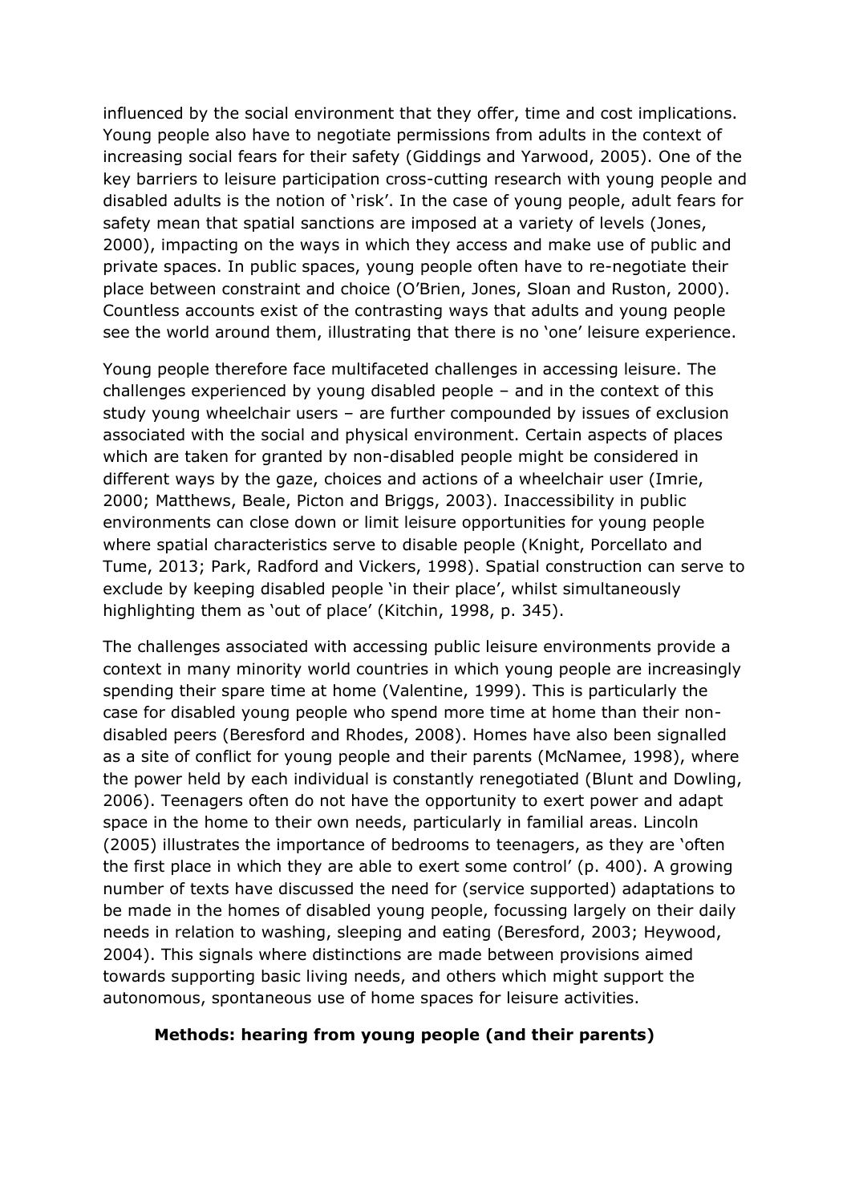influenced by the social environment that they offer, time and cost implications. Young people also have to negotiate permissions from adults in the context of increasing social fears for their safety (Giddings and Yarwood, 2005). One of the key barriers to leisure participation cross-cutting research with young people and disabled adults is the notion of 'risk'. In the case of young people, adult fears for safety mean that spatial sanctions are imposed at a variety of levels (Jones, 2000), impacting on the ways in which they access and make use of public and private spaces. In public spaces, young people often have to re-negotiate their place between constraint and choice (O'Brien, Jones, Sloan and Ruston, 2000). Countless accounts exist of the contrasting ways that adults and young people see the world around them, illustrating that there is no 'one' leisure experience.

Young people therefore face multifaceted challenges in accessing leisure. The challenges experienced by young disabled people – and in the context of this study young wheelchair users – are further compounded by issues of exclusion associated with the social and physical environment. Certain aspects of places which are taken for granted by non-disabled people might be considered in different ways by the gaze, choices and actions of a wheelchair user (Imrie, 2000; Matthews, Beale, Picton and Briggs, 2003). Inaccessibility in public environments can close down or limit leisure opportunities for young people where spatial characteristics serve to disable people (Knight, Porcellato and Tume, 2013; Park, Radford and Vickers, 1998). Spatial construction can serve to exclude by keeping disabled people 'in their place', whilst simultaneously highlighting them as 'out of place' (Kitchin, 1998, p. 345).

The challenges associated with accessing public leisure environments provide a context in many minority world countries in which young people are increasingly spending their spare time at home (Valentine, 1999). This is particularly the case for disabled young people who spend more time at home than their non-disabled peers (Beresford and Rhodes, 2008). Homes have also been signalled as a site of conflict for young people and their parents (McNamee, 1998), where the power held by each individual is constantly renegotiated (Blunt and Dowling, 2006). Teenagers often do not have the opportunity to exert power and adapt space in the home to their own needs, particularly in familial areas. Lincoln (2005) illustrates the importance of bedrooms to teenagers, as they are 'often the first place in which they are able to exert some control' (p. 400). A growing number of texts have discussed the need for (service supported) adaptations to be made in the homes of disabled young people, focussing largely on their daily needs in relation to washing, sleeping and eating (Beresford, 2003; Heywood, 2004). This signals where distinctions are made between provisions aimed towards supporting basic living needs, and others which might support the autonomous, spontaneous use of home spaces for leisure activities.

## Methods: hearing from young people (and their parents)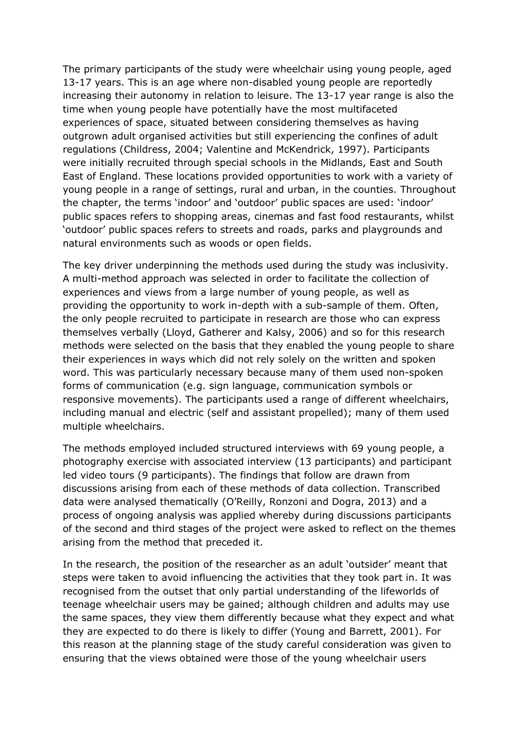The primary participants of the study were wheelchair using young people, aged 13-17 years. This is an age where non-disabled young people are reportedly increasing their autonomy in relation to leisure. The 13-17 year range is also the time when young people have potentially have the most multifaceted experiences of space, situated between considering themselves as having outgrown adult organised activities but still experiencing the confines of adult regulations (Childress, 2004; Valentine and McKendrick, 1997). Participants were initially recruited through special schools in the Midlands, East and South East of England. These locations provided opportunities to work with a variety of young people in a range of settings, rural and urban, in the counties. Throughout the chapter, the terms 'indoor' and 'outdoor' public spaces are used: 'indoor' public spaces refers to shopping areas, cinemas and fast food restaurants, whilst 'outdoor' public spaces refers to streets and roads, parks and playgrounds and natural environments such as woods or open fields.

The key driver underpinning the methods used during the study was inclusivity. A multi-method approach was selected in order to facilitate the collection of experiences and views from a large number of young people, as well as providing the opportunity to work in-depth with a sub-sample of them. Often, the only people recruited to participate in research are those who can express themselves verbally (Lloyd, Gatherer and Kalsy, 2006) and so for this research methods were selected on the basis that they enabled the young people to share their experiences in ways which did not rely solely on the written and spoken word. This was particularly necessary because many of them used non-spoken forms of communication (e.g. sign language, communication symbols or responsive movements). The participants used a range of different wheelchairs, including manual and electric (self and assistant propelled); many of them used multiple wheelchairs.

The methods employed included structured interviews with 69 young people, a photography exercise with associated interview (13 participants) and participant led video tours (9 participants). The findings that follow are drawn from discussions arising from each of these methods of data collection. Transcribed data were analysed thematically (O'Reilly, Ronzoni and Dogra, 2013) and a process of ongoing analysis was applied whereby during discussions participants of the second and third stages of the project were asked to reflect on the themes arising from the method that preceded it.

In the research, the position of the researcher as an adult 'outsider' meant that steps were taken to avoid influencing the activities that they took part in. It was recognised from the outset that only partial understanding of the lifeworlds of teenage wheelchair users may be gained; although children and adults may use the same spaces, they view them differently because what they expect and what they are expected to do there is likely to differ (Young and Barrett, 2001). For this reason at the planning stage of the study careful consideration was given to ensuring that the views obtained were those of the young wheelchair users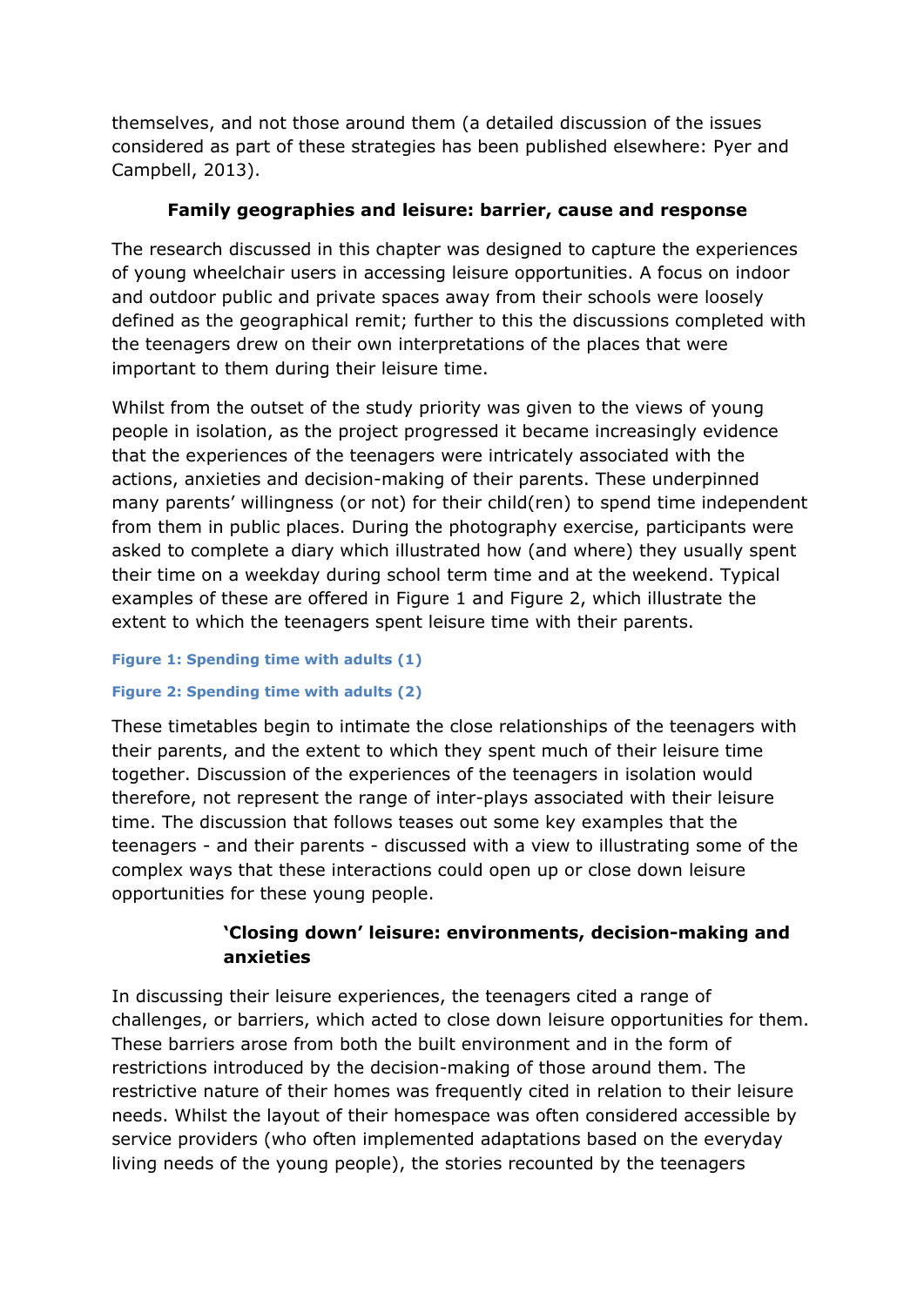themselves, and not those around them (a detailed discussion of the issues considered as part of these strategies has been published elsewhere: Pyer and Campbell, 2013).

## Family geographies and leisure: barrier, cause and response

The research discussed in this chapter was designed to capture the experiences of young wheelchair users in accessing leisure opportunities. A focus on indoor and outdoor public and private spaces away from their schools were loosely defined as the geographical remit; further to this the discussions completed with the teenagers drew on their own interpretations of the places that were important to them during their leisure time.

Whilst from the outset of the study priority was given to the views of young people in isolation, as the project progressed it became increasingly evidence that the experiences of the teenagers were intricately associated with the actions, anxieties and decision-making of their parents. These underpinned many parents' willingness (or not) for their child(ren) to spend time independent from them in public places. During the photography exercise, participants were asked to complete a diary which illustrated how (and where) they usually spent their time on a weekday during school term time and at the weekend. Typical examples of these are offered in Figure 1 and Figure 2, which illustrate the extent to which the teenagers spent leisure time with their parents.

**Figure 1: Spending time with adults (1)**

**Figure 2: Spending time with adults (2)**

These timetables begin to intimate the close relationships of the teenagers with their parents, and the extent to which they spent much of their leisure time together. Discussion of the experiences of the teenagers in isolation would therefore, not represent the range of inter-plays associated with their leisure time. The discussion that follows teases out some key examples that the teenagers - and their parents - discussed with a view to illustrating some of the complex ways that these interactions could open up or close down leisure opportunities for these young people.

### 'Closing down' leisure: environments, decision-making and anxieties

In discussing their leisure experiences, the teenagers cited a range of challenges, or barriers, which acted to close down leisure opportunities for them. These barriers arose from both the built environment and in the form of restrictions introduced by the decision-making of those around them. The restrictive nature of their homes was frequently cited in relation to their leisure needs. Whilst the layout of their homespace was often considered accessible by service providers (who often implemented adaptations based on the everyday living needs of the young people), the stories recounted by the teenagers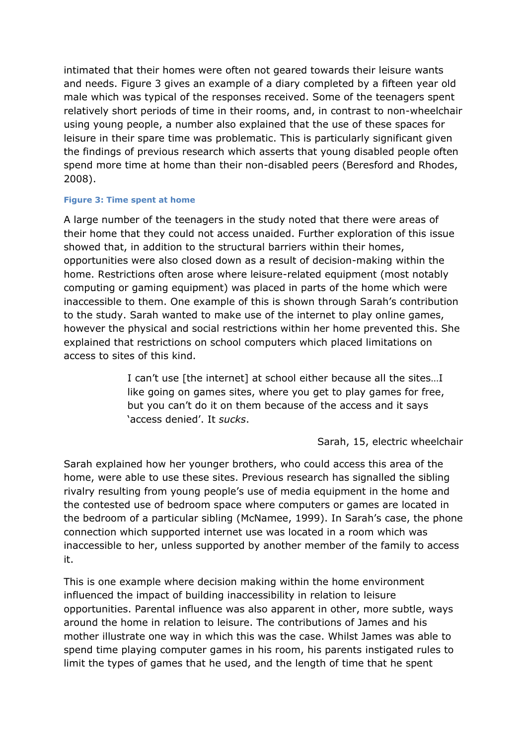intimated that their homes were often not geared towards their leisure wants and needs. Figure 3 gives an example of a diary completed by a fifteen year old male which was typical of the responses received. Some of the teenagers spent relatively short periods of time in their rooms, and, in contrast to non-wheelchair using young people, a number also explained that the use of these spaces for leisure in their spare time was problematic. This is particularly significant given the findings of previous research which asserts that young disabled people often spend more time at home than their non-disabled peers (Beresford and Rhodes, 2008).

**Figure 3: Time spent at home**

A large number of the teenagers in the study noted that there were areas of their home that they could not access unaided. Further exploration of this issue showed that, in addition to the structural barriers within their homes, opportunities were also closed down as a result of decision-making within the home. Restrictions often arose where leisure-related equipment (most notably computing or gaming equipment) was placed in parts of the home which were inaccessible to them. One example of this is shown through Sarah's contribution to the study. Sarah wanted to make use of the internet to play online games, however the physical and social restrictions within her home prevented this. She explained that restrictions on school computers which placed limitations on access to sites of this kind.

> I can't use [the internet] at school either because all the sites…I like going on games sites, where you get to play games for free, but you can't do it on them because of the access and it says 'access denied'. It *sucks*.
>
> Sarah, 15, electric wheelchair

Sarah explained how her younger brothers, who could access this area of the home, were able to use these sites. Previous research has signalled the sibling rivalry resulting from young people's use of media equipment in the home and the contested use of bedroom space where computers or games are located in the bedroom of a particular sibling (McNamee, 1999). In Sarah's case, the phone connection which supported internet use was located in a room which was inaccessible to her, unless supported by another member of the family to access it.

This is one example where decision making within the home environment influenced the impact of building inaccessibility in relation to leisure opportunities. Parental influence was also apparent in other, more subtle, ways around the home in relation to leisure. The contributions of James and his mother illustrate one way in which this was the case. Whilst James was able to spend time playing computer games in his room, his parents instigated rules to limit the types of games that he used, and the length of time that he spent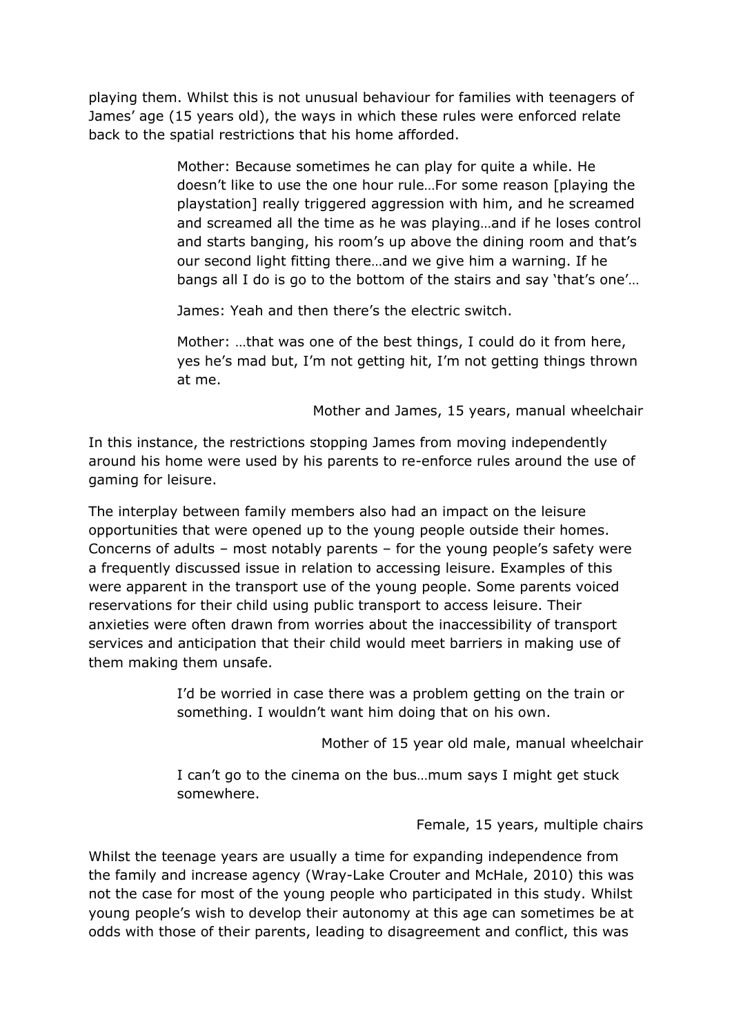playing them. Whilst this is not unusual behaviour for families with teenagers of James' age (15 years old), the ways in which these rules were enforced relate back to the spatial restrictions that his home afforded.

> Mother: Because sometimes he can play for quite a while. He doesn't like to use the one hour rule…For some reason [playing the playstation] really triggered aggression with him, and he screamed and screamed all the time as he was playing…and if he loses control and starts banging, his room's up above the dining room and that's our second light fitting there…and we give him a warning. If he bangs all I do is go to the bottom of the stairs and say 'that's one'…
>
> James: Yeah and then there's the electric switch.
>
> Mother: …that was one of the best things, I could do it from here, yes he's mad but, I'm not getting hit, I'm not getting things thrown at me.
>
> Mother and James, 15 years, manual wheelchair

In this instance, the restrictions stopping James from moving independently around his home were used by his parents to re-enforce rules around the use of gaming for leisure.

The interplay between family members also had an impact on the leisure opportunities that were opened up to the young people outside their homes. Concerns of adults – most notably parents – for the young people's safety were a frequently discussed issue in relation to accessing leisure. Examples of this were apparent in the transport use of the young people. Some parents voiced reservations for their child using public transport to access leisure. Their anxieties were often drawn from worries about the inaccessibility of transport services and anticipation that their child would meet barriers in making use of them making them unsafe.

> I'd be worried in case there was a problem getting on the train or something. I wouldn't want him doing that on his own.
>
> Mother of 15 year old male, manual wheelchair

> I can't go to the cinema on the bus…mum says I might get stuck somewhere.
>
> Female, 15 years, multiple chairs

Whilst the teenage years are usually a time for expanding independence from the family and increase agency (Wray-Lake Crouter and McHale, 2010) this was not the case for most of the young people who participated in this study. Whilst young people's wish to develop their autonomy at this age can sometimes be at odds with those of their parents, leading to disagreement and conflict, this was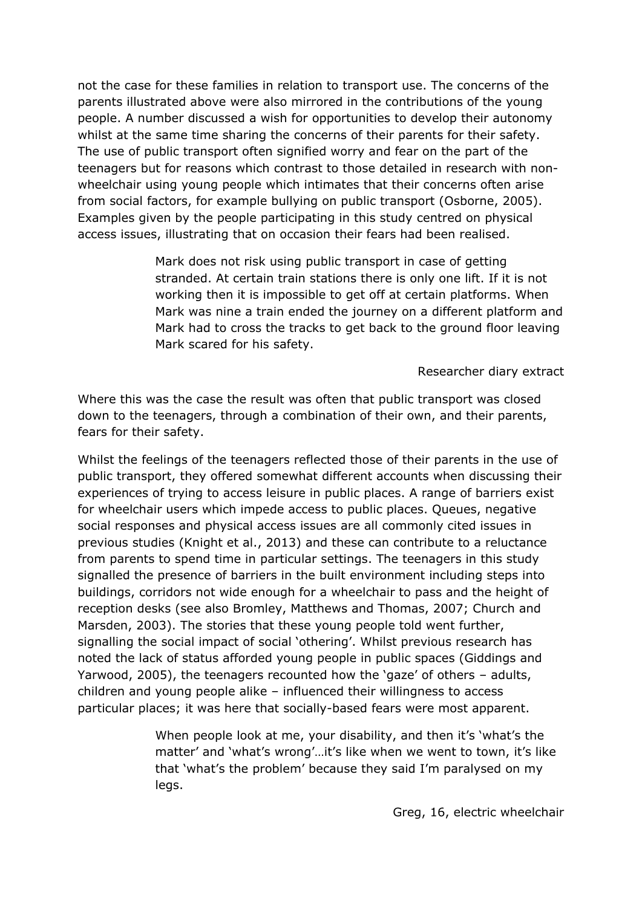not the case for these families in relation to transport use. The concerns of the parents illustrated above were also mirrored in the contributions of the young people. A number discussed a wish for opportunities to develop their autonomy whilst at the same time sharing the concerns of their parents for their safety. The use of public transport often signified worry and fear on the part of the teenagers but for reasons which contrast to those detailed in research with non-wheelchair using young people which intimates that their concerns often arise from social factors, for example bullying on public transport (Osborne, 2005). Examples given by the people participating in this study centred on physical access issues, illustrating that on occasion their fears had been realised.

> Mark does not risk using public transport in case of getting stranded. At certain train stations there is only one lift. If it is not working then it is impossible to get off at certain platforms. When Mark was nine a train ended the journey on a different platform and Mark had to cross the tracks to get back to the ground floor leaving Mark scared for his safety.
>
> Researcher diary extract

Where this was the case the result was often that public transport was closed down to the teenagers, through a combination of their own, and their parents, fears for their safety.

Whilst the feelings of the teenagers reflected those of their parents in the use of public transport, they offered somewhat different accounts when discussing their experiences of trying to access leisure in public places. A range of barriers exist for wheelchair users which impede access to public places. Queues, negative social responses and physical access issues are all commonly cited issues in previous studies (Knight et al., 2013) and these can contribute to a reluctance from parents to spend time in particular settings. The teenagers in this study signalled the presence of barriers in the built environment including steps into buildings, corridors not wide enough for a wheelchair to pass and the height of reception desks (see also Bromley, Matthews and Thomas, 2007; Church and Marsden, 2003). The stories that these young people told went further, signalling the social impact of social 'othering'. Whilst previous research has noted the lack of status afforded young people in public spaces (Giddings and Yarwood, 2005), the teenagers recounted how the 'gaze' of others – adults, children and young people alike – influenced their willingness to access particular places; it was here that socially-based fears were most apparent.

> When people look at me, your disability, and then it's 'what's the matter' and 'what's wrong'…it's like when we went to town, it's like that 'what's the problem' because they said I'm paralysed on my legs.
>
> Greg, 16, electric wheelchair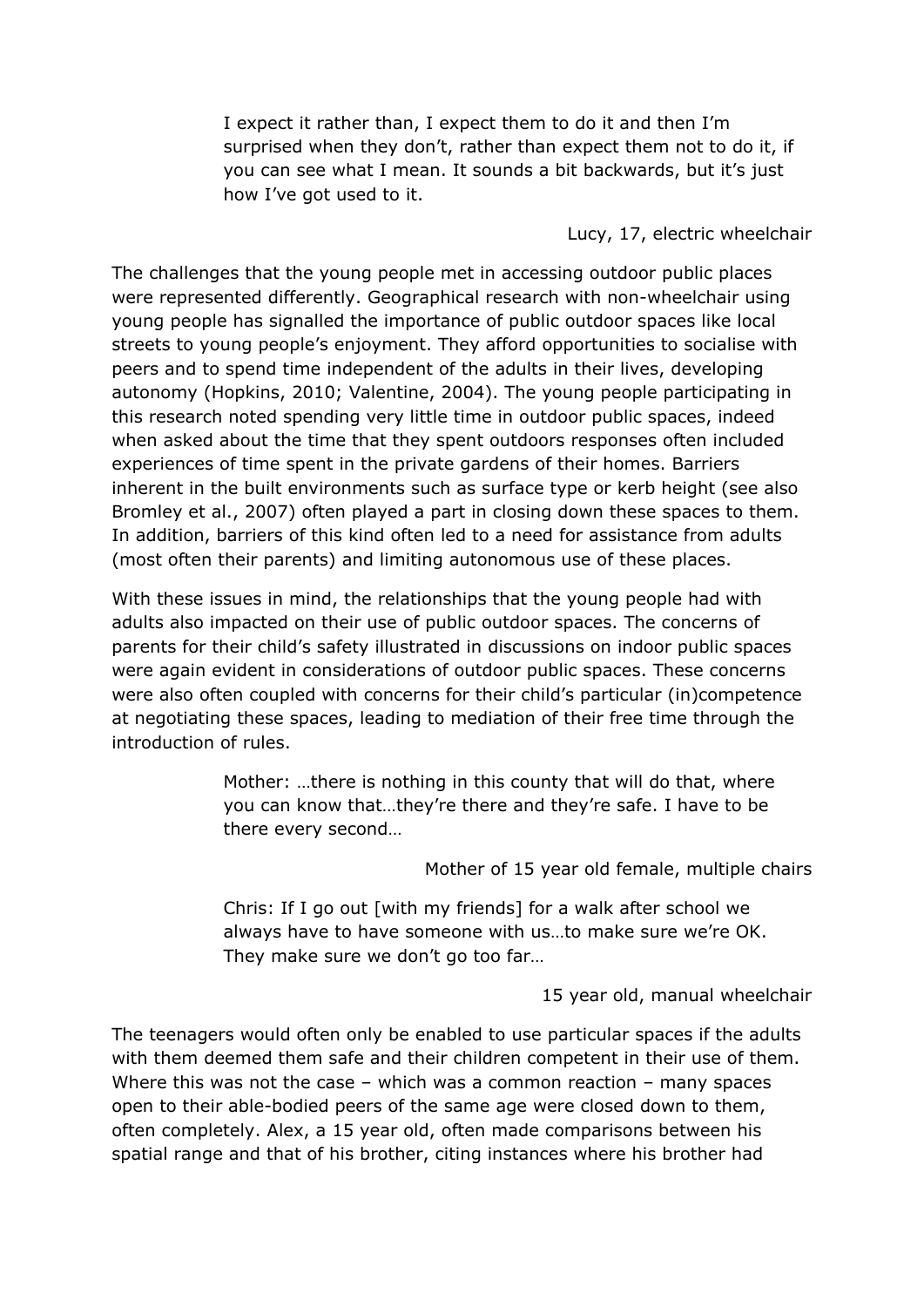> I expect it rather than, I expect them to do it and then I'm surprised when they don't, rather than expect them not to do it, if you can see what I mean. It sounds a bit backwards, but it's just how I've got used to it.
>
> Lucy, 17, electric wheelchair

The challenges that the young people met in accessing outdoor public places were represented differently. Geographical research with non-wheelchair using young people has signalled the importance of public outdoor spaces like local streets to young people's enjoyment. They afford opportunities to socialise with peers and to spend time independent of the adults in their lives, developing autonomy (Hopkins, 2010; Valentine, 2004). The young people participating in this research noted spending very little time in outdoor public spaces, indeed when asked about the time that they spent outdoors responses often included experiences of time spent in the private gardens of their homes. Barriers inherent in the built environments such as surface type or kerb height (see also Bromley et al., 2007) often played a part in closing down these spaces to them. In addition, barriers of this kind often led to a need for assistance from adults (most often their parents) and limiting autonomous use of these places.

With these issues in mind, the relationships that the young people had with adults also impacted on their use of public outdoor spaces. The concerns of parents for their child's safety illustrated in discussions on indoor public spaces were again evident in considerations of outdoor public spaces. These concerns were also often coupled with concerns for their child's particular (in)competence at negotiating these spaces, leading to mediation of their free time through the introduction of rules.

> Mother: …there is nothing in this county that will do that, where you can know that…they're there and they're safe. I have to be there every second…
>
> Mother of 15 year old female, multiple chairs

> Chris: If I go out [with my friends] for a walk after school we always have to have someone with us…to make sure we're OK. They make sure we don't go too far…
>
> 15 year old, manual wheelchair

The teenagers would often only be enabled to use particular spaces if the adults with them deemed them safe and their children competent in their use of them. Where this was not the case – which was a common reaction – many spaces open to their able-bodied peers of the same age were closed down to them, often completely. Alex, a 15 year old, often made comparisons between his spatial range and that of his brother, citing instances where his brother had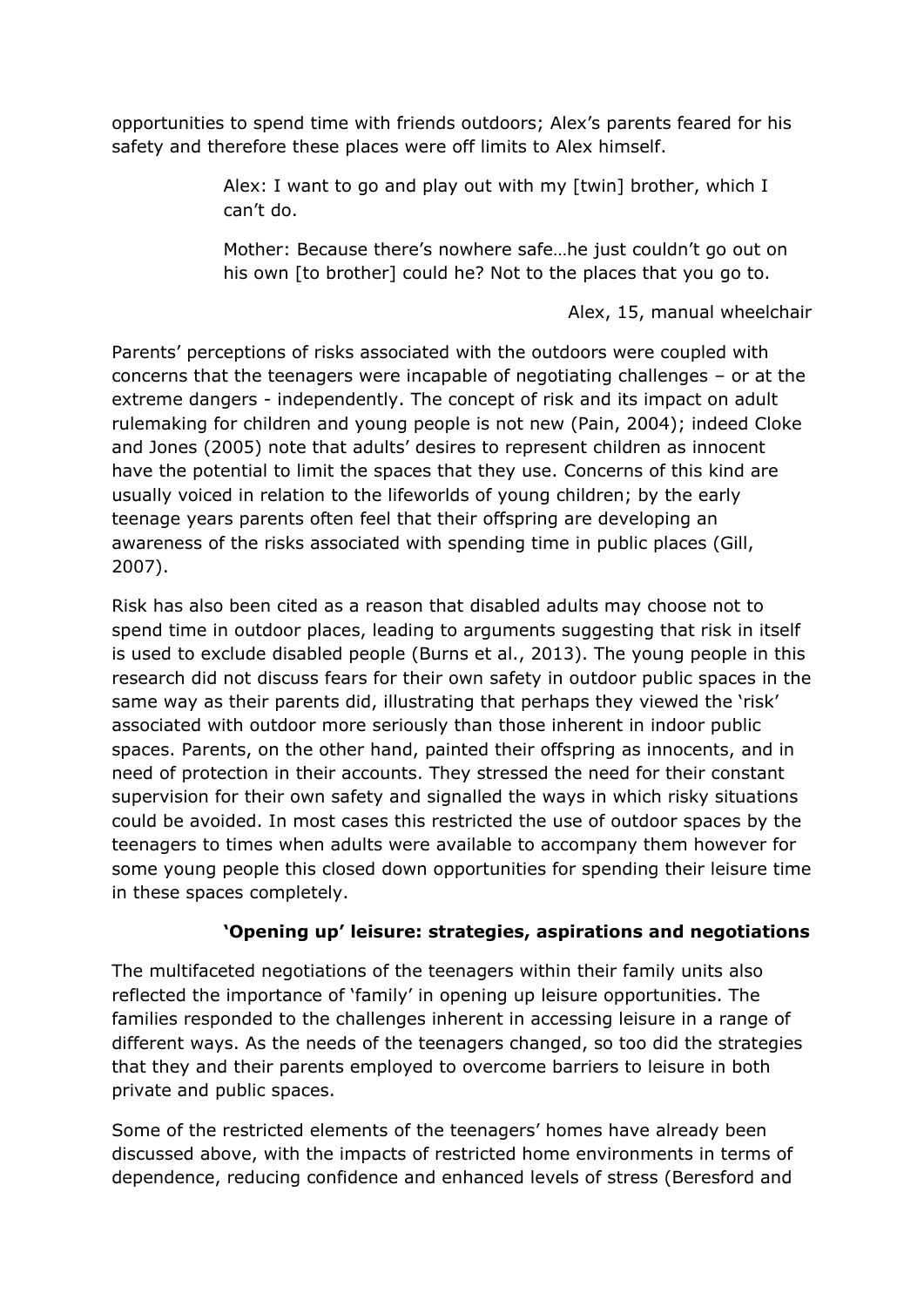opportunities to spend time with friends outdoors; Alex's parents feared for his safety and therefore these places were off limits to Alex himself.

> Alex: I want to go and play out with my [twin] brother, which I can't do.
>
> Mother: Because there's nowhere safe…he just couldn't go out on his own [to brother] could he? Not to the places that you go to.
>
> Alex, 15, manual wheelchair

Parents' perceptions of risks associated with the outdoors were coupled with concerns that the teenagers were incapable of negotiating challenges – or at the extreme dangers - independently. The concept of risk and its impact on adult rulemaking for children and young people is not new (Pain, 2004); indeed Cloke and Jones (2005) note that adults' desires to represent children as innocent have the potential to limit the spaces that they use. Concerns of this kind are usually voiced in relation to the lifeworlds of young children; by the early teenage years parents often feel that their offspring are developing an awareness of the risks associated with spending time in public places (Gill, 2007).

Risk has also been cited as a reason that disabled adults may choose not to spend time in outdoor places, leading to arguments suggesting that risk in itself is used to exclude disabled people (Burns et al., 2013). The young people in this research did not discuss fears for their own safety in outdoor public spaces in the same way as their parents did, illustrating that perhaps they viewed the 'risk' associated with outdoor more seriously than those inherent in indoor public spaces. Parents, on the other hand, painted their offspring as innocents, and in need of protection in their accounts. They stressed the need for their constant supervision for their own safety and signalled the ways in which risky situations could be avoided. In most cases this restricted the use of outdoor spaces by the teenagers to times when adults were available to accompany them however for some young people this closed down opportunities for spending their leisure time in these spaces completely.

## 'Opening up' leisure: strategies, aspirations and negotiations

The multifaceted negotiations of the teenagers within their family units also reflected the importance of 'family' in opening up leisure opportunities. The families responded to the challenges inherent in accessing leisure in a range of different ways. As the needs of the teenagers changed, so too did the strategies that they and their parents employed to overcome barriers to leisure in both private and public spaces.

Some of the restricted elements of the teenagers' homes have already been discussed above, with the impacts of restricted home environments in terms of dependence, reducing confidence and enhanced levels of stress (Beresford and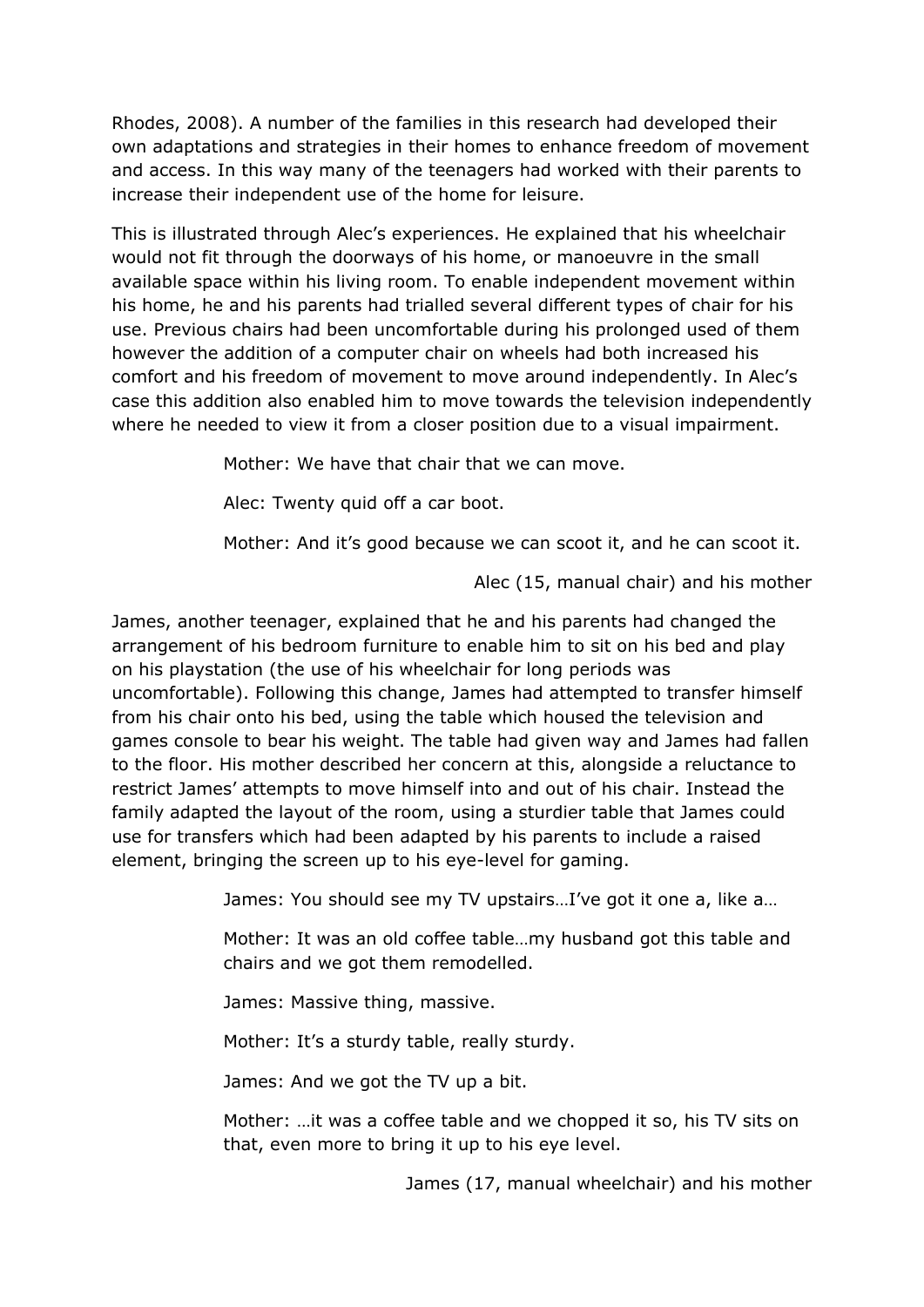Rhodes, 2008). A number of the families in this research had developed their own adaptations and strategies in their homes to enhance freedom of movement and access. In this way many of the teenagers had worked with their parents to increase their independent use of the home for leisure.

This is illustrated through Alec's experiences. He explained that his wheelchair would not fit through the doorways of his home, or manoeuvre in the small available space within his living room. To enable independent movement within his home, he and his parents had trialled several different types of chair for his use. Previous chairs had been uncomfortable during his prolonged used of them however the addition of a computer chair on wheels had both increased his comfort and his freedom of movement to move around independently. In Alec's case this addition also enabled him to move towards the television independently where he needed to view it from a closer position due to a visual impairment.

> Mother: We have that chair that we can move.
>
> Alec: Twenty quid off a car boot.
>
> Mother: And it's good because we can scoot it, and he can scoot it.
>
> Alec (15, manual chair) and his mother

James, another teenager, explained that he and his parents had changed the arrangement of his bedroom furniture to enable him to sit on his bed and play on his playstation (the use of his wheelchair for long periods was uncomfortable). Following this change, James had attempted to transfer himself from his chair onto his bed, using the table which housed the television and games console to bear his weight. The table had given way and James had fallen to the floor. His mother described her concern at this, alongside a reluctance to restrict James' attempts to move himself into and out of his chair. Instead the family adapted the layout of the room, using a sturdier table that James could use for transfers which had been adapted by his parents to include a raised element, bringing the screen up to his eye-level for gaming.

> James: You should see my TV upstairs…I've got it one a, like a…
>
> Mother: It was an old coffee table…my husband got this table and chairs and we got them remodelled.
>
> James: Massive thing, massive.
>
> Mother: It's a sturdy table, really sturdy.
>
> James: And we got the TV up a bit.
>
> Mother: …it was a coffee table and we chopped it so, his TV sits on that, even more to bring it up to his eye level.
>
> James (17, manual wheelchair) and his mother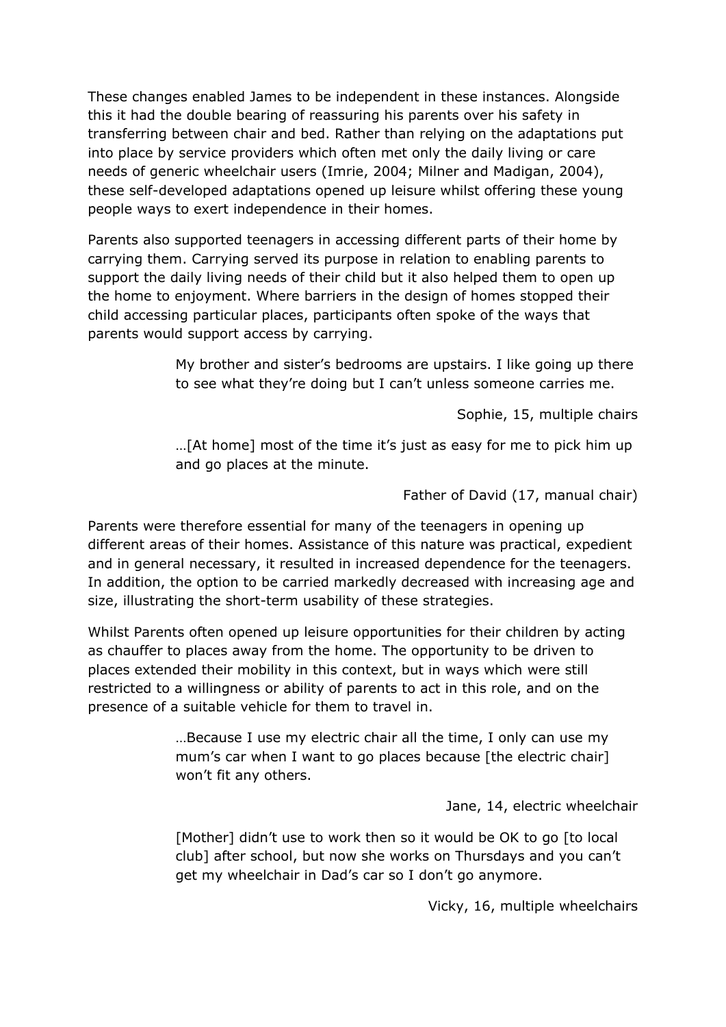These changes enabled James to be independent in these instances. Alongside this it had the double bearing of reassuring his parents over his safety in transferring between chair and bed. Rather than relying on the adaptations put into place by service providers which often met only the daily living or care needs of generic wheelchair users (Imrie, 2004; Milner and Madigan, 2004), these self-developed adaptations opened up leisure whilst offering these young people ways to exert independence in their homes.

Parents also supported teenagers in accessing different parts of their home by carrying them. Carrying served its purpose in relation to enabling parents to support the daily living needs of their child but it also helped them to open up the home to enjoyment. Where barriers in the design of homes stopped their child accessing particular places, participants often spoke of the ways that parents would support access by carrying.

> My brother and sister's bedrooms are upstairs. I like going up there to see what they're doing but I can't unless someone carries me.
>
> Sophie, 15, multiple chairs

> …[At home] most of the time it's just as easy for me to pick him up and go places at the minute.
>
> Father of David (17, manual chair)

Parents were therefore essential for many of the teenagers in opening up different areas of their homes. Assistance of this nature was practical, expedient and in general necessary, it resulted in increased dependence for the teenagers. In addition, the option to be carried markedly decreased with increasing age and size, illustrating the short-term usability of these strategies.

Whilst Parents often opened up leisure opportunities for their children by acting as chauffer to places away from the home. The opportunity to be driven to places extended their mobility in this context, but in ways which were still restricted to a willingness or ability of parents to act in this role, and on the presence of a suitable vehicle for them to travel in.

> …Because I use my electric chair all the time, I only can use my mum's car when I want to go places because [the electric chair] won't fit any others.
>
> Jane, 14, electric wheelchair

> [Mother] didn't use to work then so it would be OK to go [to local club] after school, but now she works on Thursdays and you can't get my wheelchair in Dad's car so I don't go anymore.
>
> Vicky, 16, multiple wheelchairs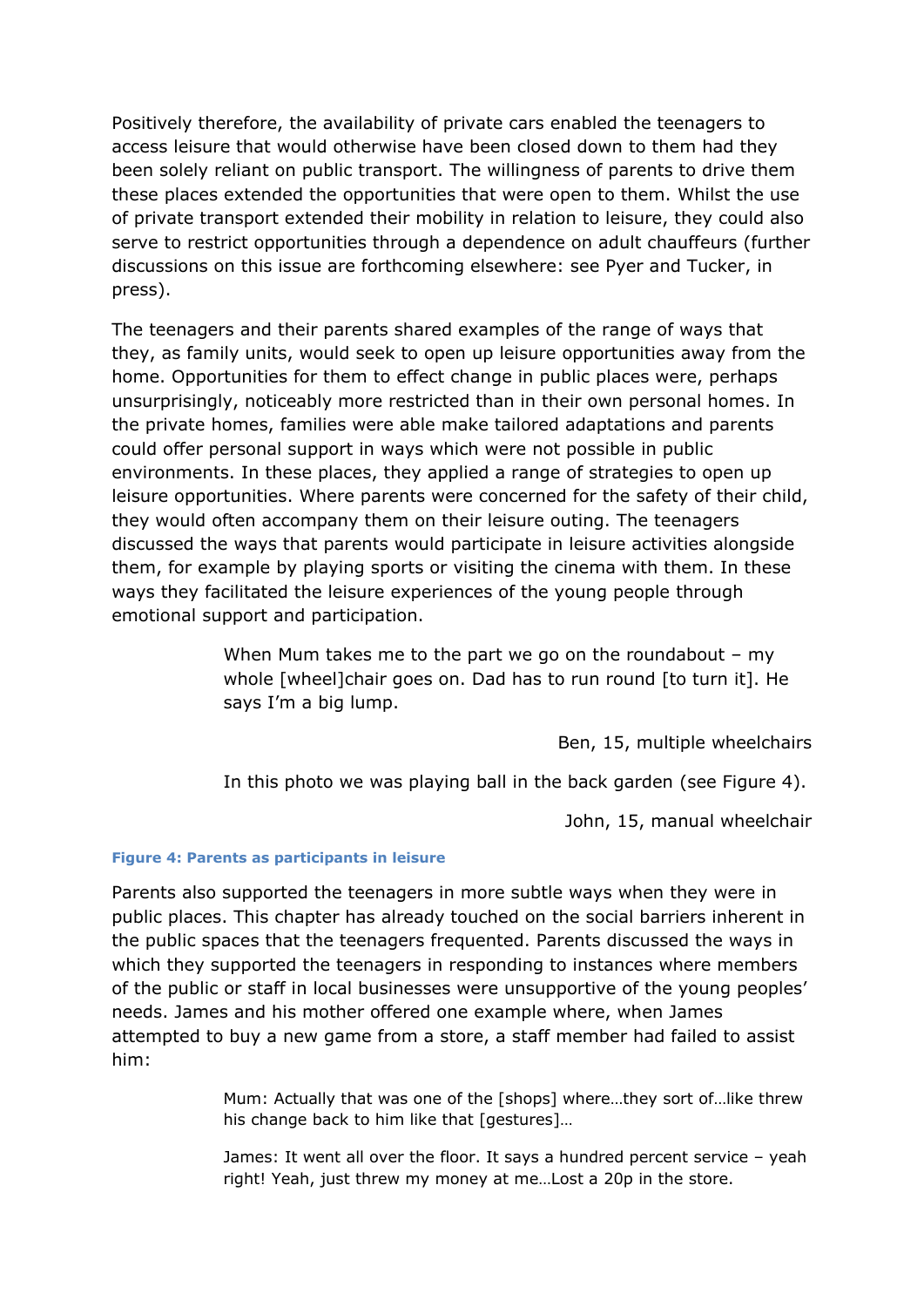Positively therefore, the availability of private cars enabled the teenagers to access leisure that would otherwise have been closed down to them had they been solely reliant on public transport. The willingness of parents to drive them these places extended the opportunities that were open to them. Whilst the use of private transport extended their mobility in relation to leisure, they could also serve to restrict opportunities through a dependence on adult chauffeurs (further discussions on this issue are forthcoming elsewhere: see Pyer and Tucker, in press).

The teenagers and their parents shared examples of the range of ways that they, as family units, would seek to open up leisure opportunities away from the home. Opportunities for them to effect change in public places were, perhaps unsurprisingly, noticeably more restricted than in their own personal homes. In the private homes, families were able make tailored adaptations and parents could offer personal support in ways which were not possible in public environments. In these places, they applied a range of strategies to open up leisure opportunities. Where parents were concerned for the safety of their child, they would often accompany them on their leisure outing. The teenagers discussed the ways that parents would participate in leisure activities alongside them, for example by playing sports or visiting the cinema with them. In these ways they facilitated the leisure experiences of the young people through emotional support and participation.

> When Mum takes me to the part we go on the roundabout – my whole [wheel]chair goes on. Dad has to run round [to turn it]. He says I'm a big lump.
>
> Ben, 15, multiple wheelchairs

> In this photo we was playing ball in the back garden (see Figure 4).
>
> John, 15, manual wheelchair

**Figure 4: Parents as participants in leisure**

Parents also supported the teenagers in more subtle ways when they were in public places. This chapter has already touched on the social barriers inherent in the public spaces that the teenagers frequented. Parents discussed the ways in which they supported the teenagers in responding to instances where members of the public or staff in local businesses were unsupportive of the young peoples' needs. James and his mother offered one example where, when James attempted to buy a new game from a store, a staff member had failed to assist him:

> Mum: Actually that was one of the [shops] where…they sort of…like threw his change back to him like that [gestures]…
>
> James: It went all over the floor. It says a hundred percent service – yeah right! Yeah, just threw my money at me…Lost a 20p in the store.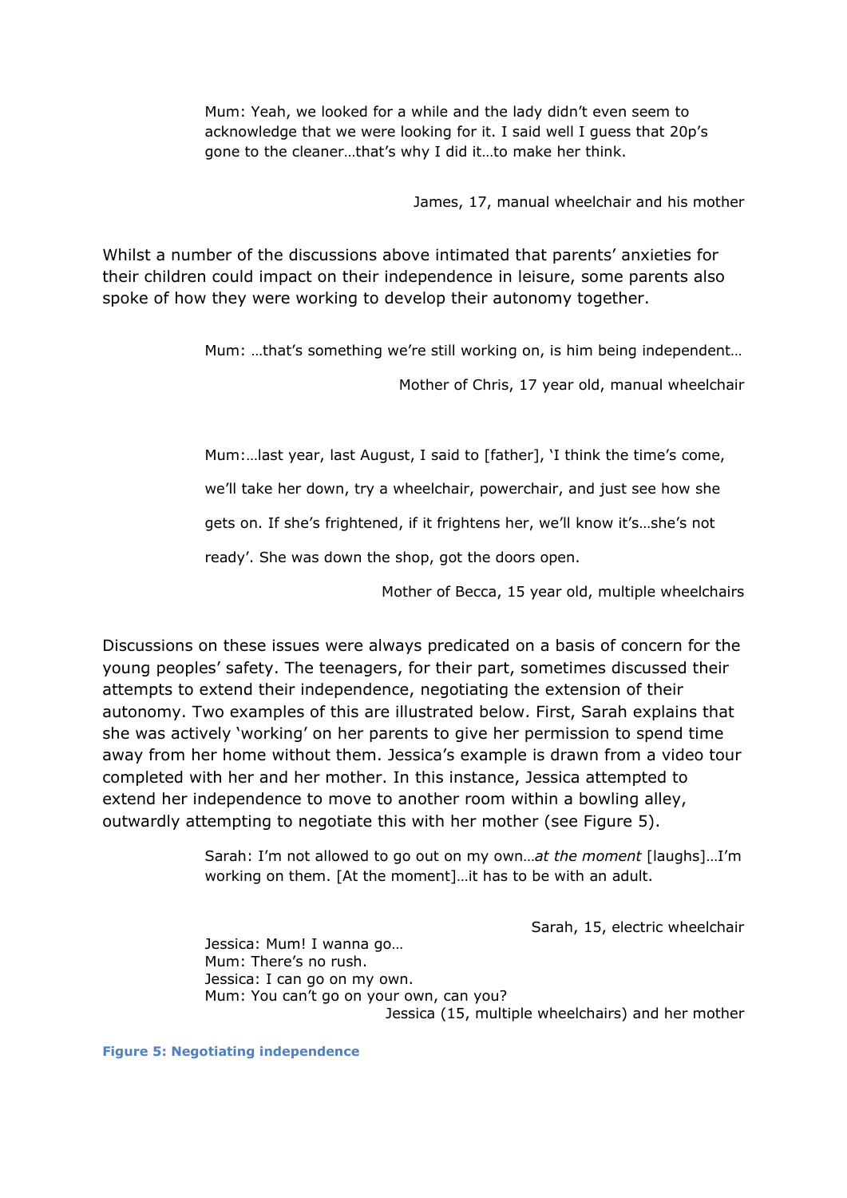> Mum: Yeah, we looked for a while and the lady didn't even seem to acknowledge that we were looking for it. I said well I guess that 20p's gone to the cleaner…that's why I did it…to make her think.
>
> James, 17, manual wheelchair and his mother

Whilst a number of the discussions above intimated that parents' anxieties for their children could impact on their independence in leisure, some parents also spoke of how they were working to develop their autonomy together.

> Mum: …that's something we're still working on, is him being independent…
>
> Mother of Chris, 17 year old, manual wheelchair

> Mum:…last year, last August, I said to [father], 'I think the time's come, we'll take her down, try a wheelchair, powerchair, and just see how she gets on. If she's frightened, if it frightens her, we'll know it's…she's not ready'. She was down the shop, got the doors open.
>
> Mother of Becca, 15 year old, multiple wheelchairs

Discussions on these issues were always predicated on a basis of concern for the young peoples' safety. The teenagers, for their part, sometimes discussed their attempts to extend their independence, negotiating the extension of their autonomy. Two examples of this are illustrated below. First, Sarah explains that she was actively 'working' on her parents to give her permission to spend time away from her home without them. Jessica's example is drawn from a video tour completed with her and her mother. In this instance, Jessica attempted to extend her independence to move to another room within a bowling alley, outwardly attempting to negotiate this with her mother (see Figure 5).

> Sarah: I'm not allowed to go out on my own…*at the moment* [laughs]…I'm working on them. [At the moment]…it has to be with an adult.
>
> Sarah, 15, electric wheelchair

> Jessica: Mum! I wanna go…
> Mum: There's no rush.
> Jessica: I can go on my own.
> Mum: You can't go on your own, can you?
>
> Jessica (15, multiple wheelchairs) and her mother

**Figure 5: Negotiating independence**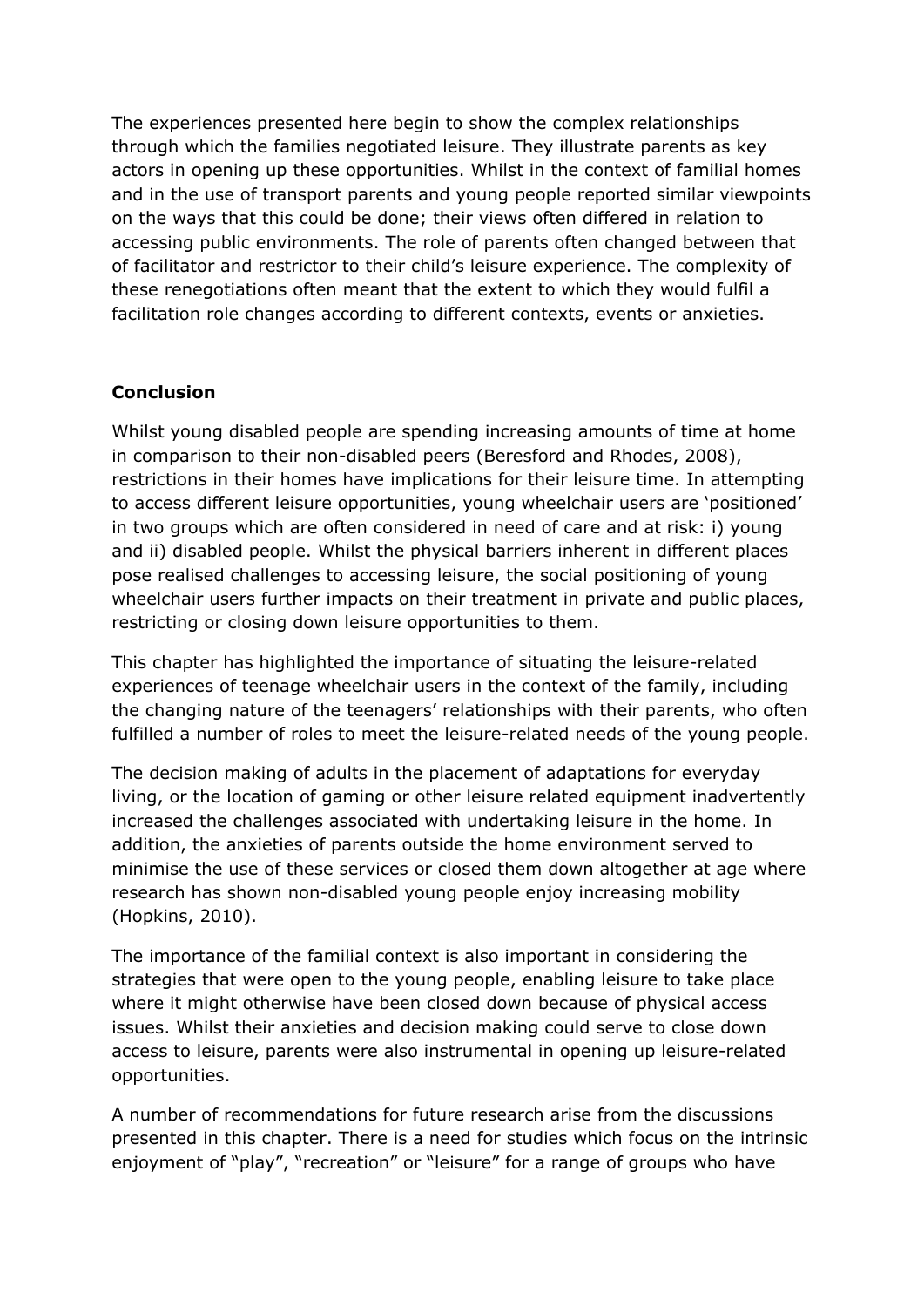The experiences presented here begin to show the complex relationships through which the families negotiated leisure. They illustrate parents as key actors in opening up these opportunities. Whilst in the context of familial homes and in the use of transport parents and young people reported similar viewpoints on the ways that this could be done; their views often differed in relation to accessing public environments. The role of parents often changed between that of facilitator and restrictor to their child's leisure experience. The complexity of these renegotiations often meant that the extent to which they would fulfil a facilitation role changes according to different contexts, events or anxieties.

## Conclusion

Whilst young disabled people are spending increasing amounts of time at home in comparison to their non-disabled peers (Beresford and Rhodes, 2008), restrictions in their homes have implications for their leisure time. In attempting to access different leisure opportunities, young wheelchair users are 'positioned' in two groups which are often considered in need of care and at risk: i) young and ii) disabled people. Whilst the physical barriers inherent in different places pose realised challenges to accessing leisure, the social positioning of young wheelchair users further impacts on their treatment in private and public places, restricting or closing down leisure opportunities to them.

This chapter has highlighted the importance of situating the leisure-related experiences of teenage wheelchair users in the context of the family, including the changing nature of the teenagers' relationships with their parents, who often fulfilled a number of roles to meet the leisure-related needs of the young people.

The decision making of adults in the placement of adaptations for everyday living, or the location of gaming or other leisure related equipment inadvertently increased the challenges associated with undertaking leisure in the home. In addition, the anxieties of parents outside the home environment served to minimise the use of these services or closed them down altogether at age where research has shown non-disabled young people enjoy increasing mobility (Hopkins, 2010).

The importance of the familial context is also important in considering the strategies that were open to the young people, enabling leisure to take place where it might otherwise have been closed down because of physical access issues. Whilst their anxieties and decision making could serve to close down access to leisure, parents were also instrumental in opening up leisure-related opportunities.

A number of recommendations for future research arise from the discussions presented in this chapter. There is a need for studies which focus on the intrinsic enjoyment of "play", "recreation" or "leisure" for a range of groups who have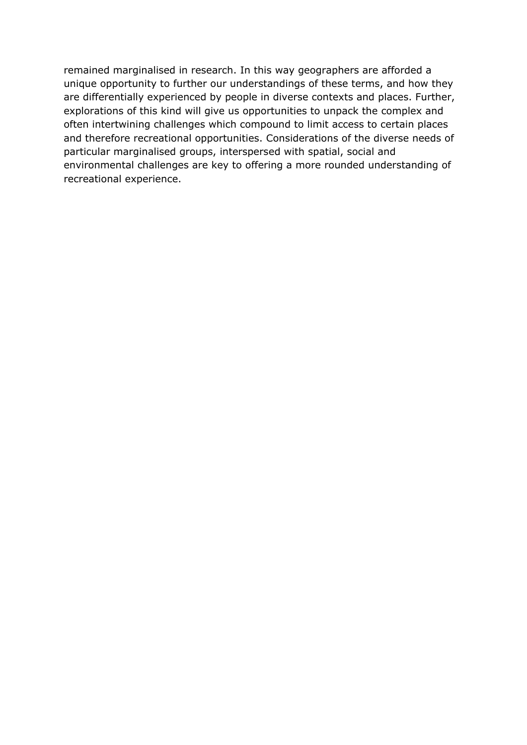remained marginalised in research. In this way geographers are afforded a unique opportunity to further our understandings of these terms, and how they are differentially experienced by people in diverse contexts and places. Further, explorations of this kind will give us opportunities to unpack the complex and often intertwining challenges which compound to limit access to certain places and therefore recreational opportunities. Considerations of the diverse needs of particular marginalised groups, interspersed with spatial, social and environmental challenges are key to offering a more rounded understanding of recreational experience.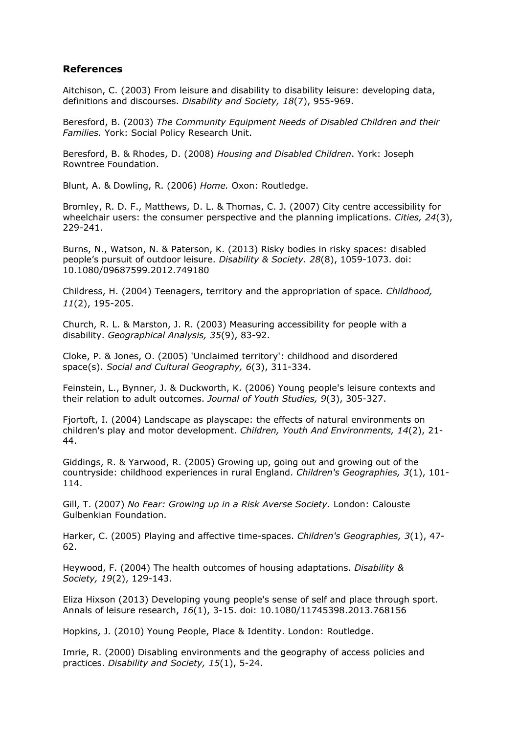## References

Aitchison, C. (2003) From leisure and disability to disability leisure: developing data, definitions and discourses. *Disability and Society, 18*(7), 955-969.

Beresford, B. (2003) *The Community Equipment Needs of Disabled Children and their Families.* York: Social Policy Research Unit.

Beresford, B. & Rhodes, D. (2008) *Housing and Disabled Children*. York: Joseph Rowntree Foundation.

Blunt, A. & Dowling, R. (2006) *Home.* Oxon: Routledge.

Bromley, R. D. F., Matthews, D. L. & Thomas, C. J. (2007) City centre accessibility for wheelchair users: the consumer perspective and the planning implications. *Cities, 24*(3), 229-241.

Burns, N., Watson, N. & Paterson, K. (2013) Risky bodies in risky spaces: disabled people's pursuit of outdoor leisure. *Disability & Society. 28*(8), 1059-1073. doi: 10.1080/09687599.2012.749180

Childress, H. (2004) Teenagers, territory and the appropriation of space. *Childhood, 11*(2), 195-205.

Church, R. L. & Marston, J. R. (2003) Measuring accessibility for people with a disability. *Geographical Analysis, 35*(9), 83-92.

Cloke, P. & Jones, O. (2005) 'Unclaimed territory': childhood and disordered space(s). *Social and Cultural Geography, 6*(3), 311-334.

Feinstein, L., Bynner, J. & Duckworth, K. (2006) Young people's leisure contexts and their relation to adult outcomes. *Journal of Youth Studies, 9*(3), 305-327.

Fjortoft, I. (2004) Landscape as playscape: the effects of natural environments on children's play and motor development. *Children, Youth And Environments, 14*(2), 21-44.

Giddings, R. & Yarwood, R. (2005) Growing up, going out and growing out of the countryside: childhood experiences in rural England. *Children's Geographies, 3*(1), 101-114.

Gill, T. (2007) *No Fear: Growing up in a Risk Averse Society.* London: Calouste Gulbenkian Foundation.

Harker, C. (2005) Playing and affective time-spaces. *Children's Geographies, 3*(1), 47-62.

Heywood, F. (2004) The health outcomes of housing adaptations. *Disability & Society, 19*(2), 129-143.

Eliza Hixson (2013) Developing young people's sense of self and place through sport. Annals of leisure research, *16*(1), 3-15. doi: 10.1080/11745398.2013.768156

Hopkins, J. (2010) Young People, Place & Identity. London: Routledge.

Imrie, R. (2000) Disabling environments and the geography of access policies and practices. *Disability and Society, 15*(1), 5-24.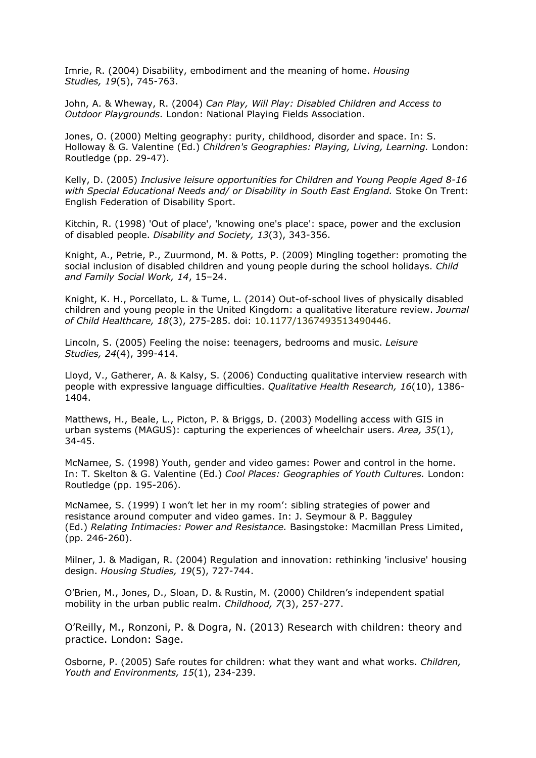Imrie, R. (2004) Disability, embodiment and the meaning of home. *Housing Studies, 19*(5), 745-763.

John, A. & Wheway, R. (2004) *Can Play, Will Play: Disabled Children and Access to Outdoor Playgrounds.* London: National Playing Fields Association.

Jones, O. (2000) Melting geography: purity, childhood, disorder and space. In: S. Holloway & G. Valentine (Ed.) *Children's Geographies: Playing, Living, Learning.* London: Routledge (pp. 29-47).

Kelly, D. (2005) *Inclusive leisure opportunities for Children and Young People Aged 8-16 with Special Educational Needs and/ or Disability in South East England.* Stoke On Trent: English Federation of Disability Sport.

Kitchin, R. (1998) 'Out of place', 'knowing one's place': space, power and the exclusion of disabled people. *Disability and Society, 13*(3), 343-356.

Knight, A., Petrie, P., Zuurmond, M. & Potts, P. (2009) Mingling together: promoting the social inclusion of disabled children and young people during the school holidays. *Child and Family Social Work, 14*, 15–24.

Knight, K. H., Porcellato, L. & Tume, L. (2014) Out-of-school lives of physically disabled children and young people in the United Kingdom: a qualitative literature review. *Journal of Child Healthcare, 18*(3), 275-285. doi: 10.1177/1367493513490446.

Lincoln, S. (2005) Feeling the noise: teenagers, bedrooms and music. *Leisure Studies, 24*(4), 399-414.

Lloyd, V., Gatherer, A. & Kalsy, S. (2006) Conducting qualitative interview research with people with expressive language difficulties. *Qualitative Health Research, 16*(10), 1386-1404.

Matthews, H., Beale, L., Picton, P. & Briggs, D. (2003) Modelling access with GIS in urban systems (MAGUS): capturing the experiences of wheelchair users. *Area, 35*(1), 34-45.

McNamee, S. (1998) Youth, gender and video games: Power and control in the home. In: T. Skelton & G. Valentine (Ed.) *Cool Places: Geographies of Youth Cultures.* London: Routledge (pp. 195-206).

McNamee, S. (1999) I won't let her in my room': sibling strategies of power and resistance around computer and video games. In: J. Seymour & P. Bagguley (Ed.) *Relating Intimacies: Power and Resistance.* Basingstoke: Macmillan Press Limited, (pp. 246-260).

Milner, J. & Madigan, R. (2004) Regulation and innovation: rethinking 'inclusive' housing design. *Housing Studies, 19*(5), 727-744.

O'Brien, M., Jones, D., Sloan, D. & Rustin, M. (2000) Children's independent spatial mobility in the urban public realm. *Childhood, 7*(3), 257-277.

O'Reilly, M., Ronzoni, P. & Dogra, N. (2013) Research with children: theory and practice. London: Sage.

Osborne, P. (2005) Safe routes for children: what they want and what works. *Children, Youth and Environments, 15*(1), 234-239.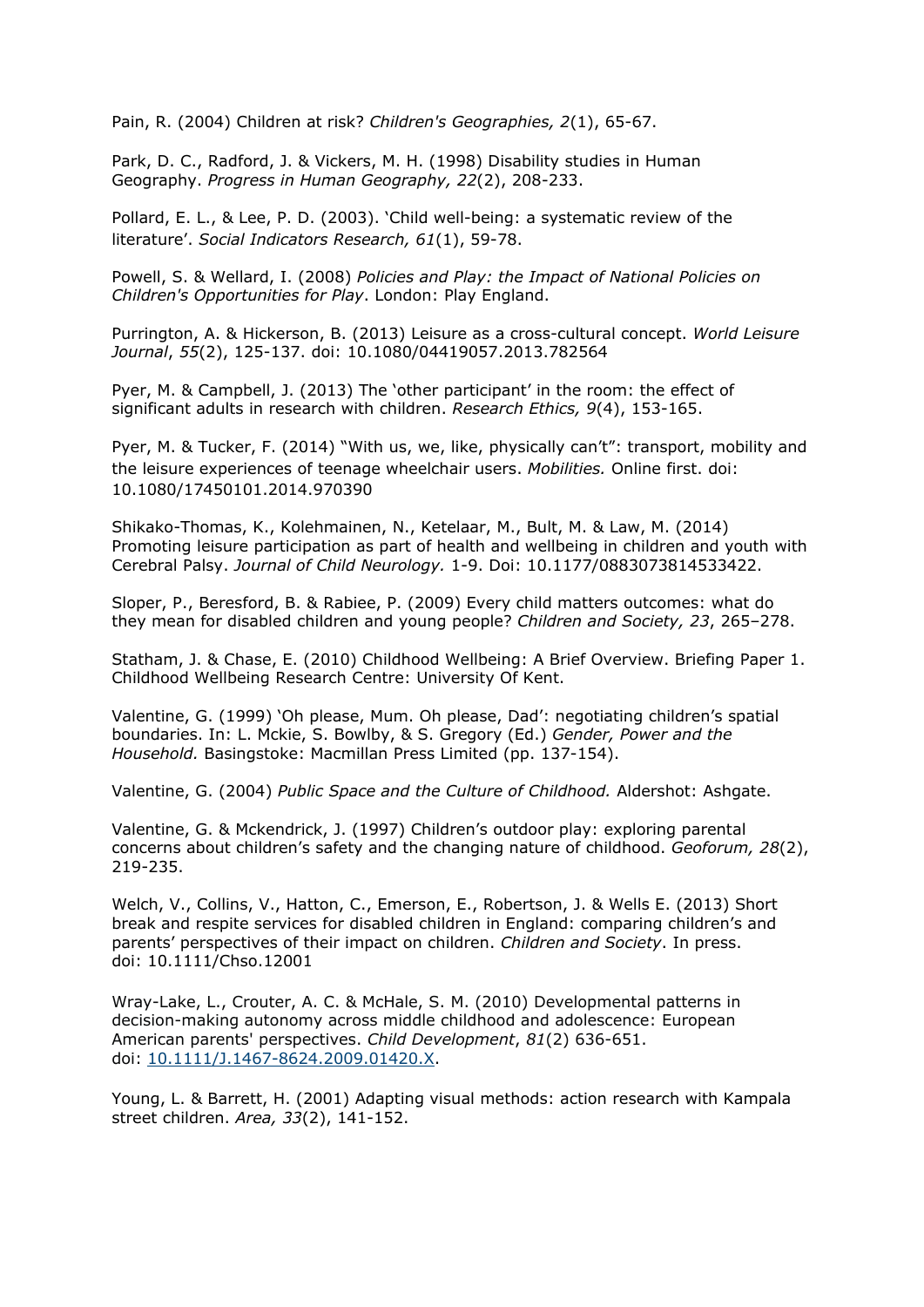Pain, R. (2004) Children at risk? *Children's Geographies, 2*(1), 65-67.

Park, D. C., Radford, J. & Vickers, M. H. (1998) Disability studies in Human Geography. *Progress in Human Geography, 22*(2), 208-233.

Pollard, E. L., & Lee, P. D. (2003). 'Child well-being: a systematic review of the literature'. *Social Indicators Research, 61*(1), 59-78.

Powell, S. & Wellard, I. (2008) *Policies and Play: the Impact of National Policies on Children's Opportunities for Play*. London: Play England.

Purrington, A. & Hickerson, B. (2013) Leisure as a cross-cultural concept. *World Leisure Journal*, *55*(2), 125-137. doi: 10.1080/04419057.2013.782564

Pyer, M. & Campbell, J. (2013) The 'other participant' in the room: the effect of significant adults in research with children. *Research Ethics, 9*(4), 153-165.

Pyer, M. & Tucker, F. (2014) "With us, we, like, physically can't": transport, mobility and the leisure experiences of teenage wheelchair users. *Mobilities.* Online first. doi: 10.1080/17450101.2014.970390

Shikako-Thomas, K., Kolehmainen, N., Ketelaar, M., Bult, M. & Law, M. (2014) Promoting leisure participation as part of health and wellbeing in children and youth with Cerebral Palsy. *Journal of Child Neurology.* 1-9. Doi: 10.1177/0883073814533422.

Sloper, P., Beresford, B. & Rabiee, P. (2009) Every child matters outcomes: what do they mean for disabled children and young people? *Children and Society, 23*, 265–278.

Statham, J. & Chase, E. (2010) Childhood Wellbeing: A Brief Overview. Briefing Paper 1. Childhood Wellbeing Research Centre: University Of Kent.

Valentine, G. (1999) 'Oh please, Mum. Oh please, Dad': negotiating children's spatial boundaries. In: L. Mckie, S. Bowlby, & S. Gregory (Ed.) *Gender, Power and the Household.* Basingstoke: Macmillan Press Limited (pp. 137-154).

Valentine, G. (2004) *Public Space and the Culture of Childhood.* Aldershot: Ashgate.

Valentine, G. & Mckendrick, J. (1997) Children's outdoor play: exploring parental concerns about children's safety and the changing nature of childhood. *Geoforum, 28*(2), 219-235.

Welch, V., Collins, V., Hatton, C., Emerson, E., Robertson, J. & Wells E. (2013) Short break and respite services for disabled children in England: comparing children's and parents' perspectives of their impact on children. *Children and Society*. In press. doi: 10.1111/Chso.12001

Wray-Lake, L., Crouter, A. C. & McHale, S. M. (2010) Developmental patterns in decision-making autonomy across middle childhood and adolescence: European American parents' perspectives. *Child Development*, *81*(2) 636-651. doi: 10.1111/J.1467-8624.2009.01420.X.

Young, L. & Barrett, H. (2001) Adapting visual methods: action research with Kampala street children. *Area, 33*(2), 141-152.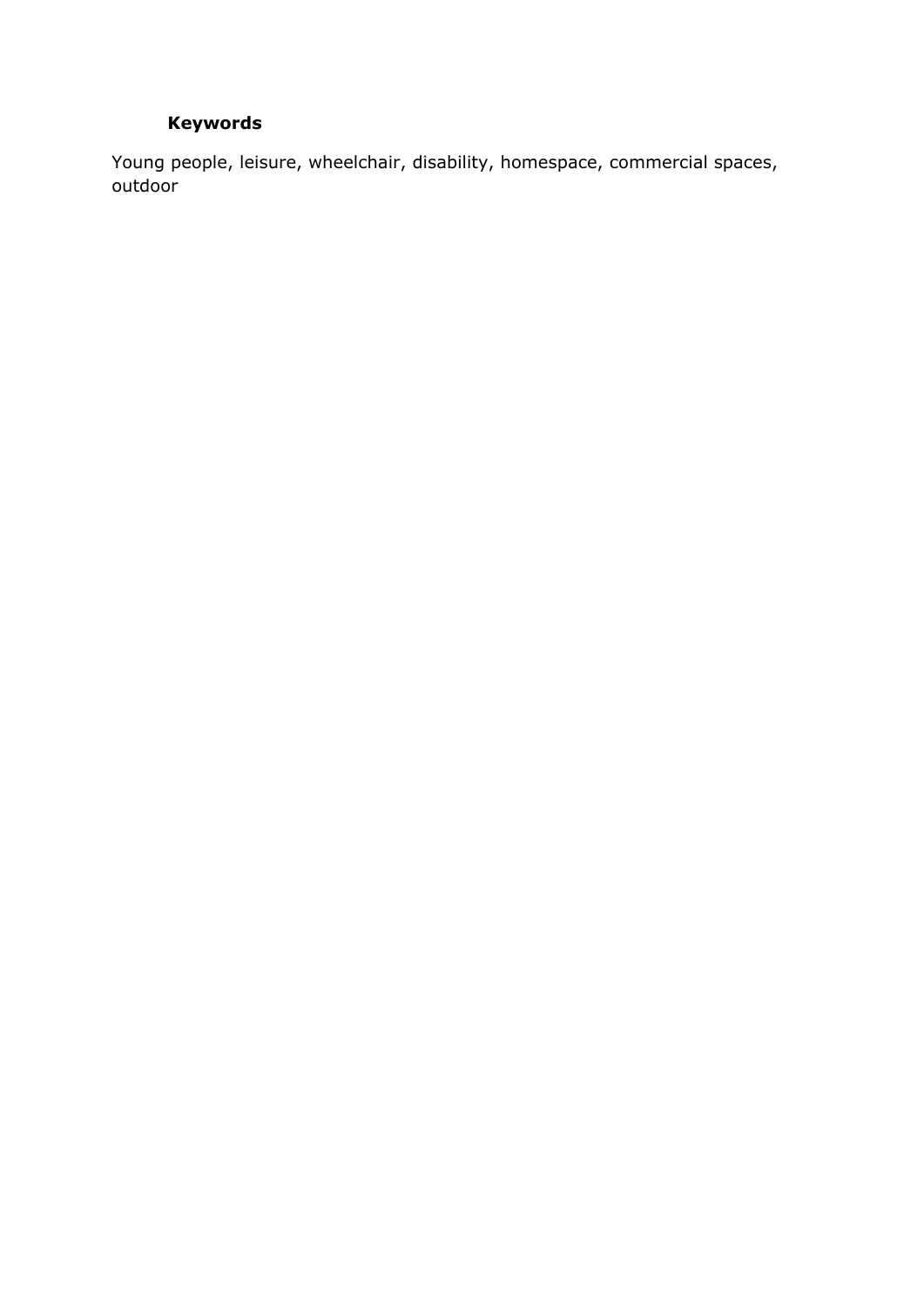## Keywords

Young people, leisure, wheelchair, disability, homespace, commercial spaces, outdoor